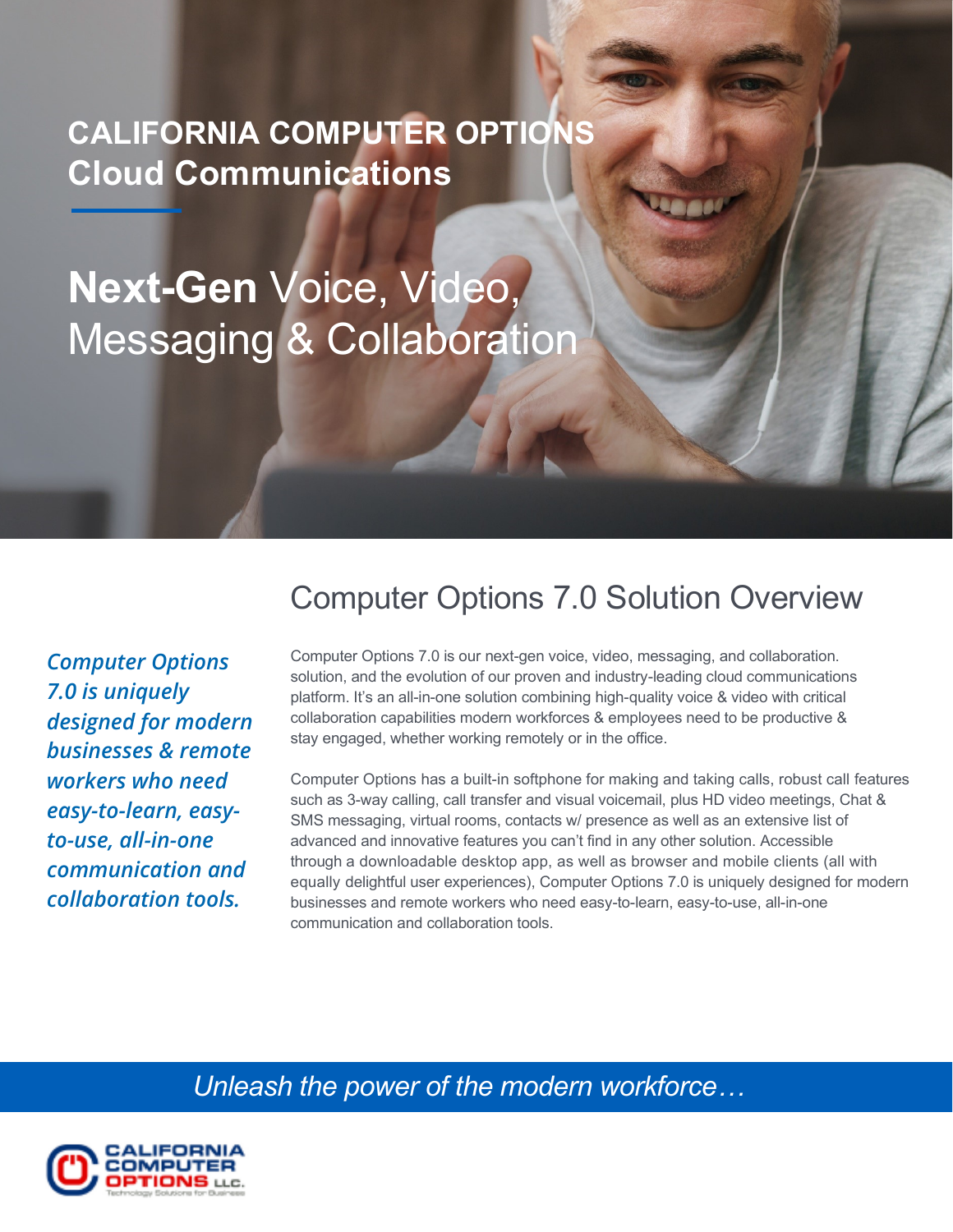**CALIFORNIA COMPUTER OPTIONS**
**Cloud Communications**

# **Next-Gen** Voice, Video, Messaging & Collaboration

## Computer Options 7.0 Solution Overview

*Computer Options 7.0 is uniquely designed for modern businesses & remote workers who need easy-to-learn, easy-to-use, all-in-one communication and collaboration tools.*

Computer Options 7.0 is our next-gen voice, video, messaging, and collaboration. solution, and the evolution of our proven and industry-leading cloud communications platform. It's an all-in-one solution combining high-quality voice & video with critical collaboration capabilities modern workforces & employees need to be productive & stay engaged, whether working remotely or in the office.

Computer Options has a built-in softphone for making and taking calls, robust call features such as 3-way calling, call transfer and visual voicemail, plus HD video meetings, Chat & SMS messaging, virtual rooms, contacts w/ presence as well as an extensive list of advanced and innovative features you can't find in any other solution. Accessible through a downloadable desktop app, as well as browser and mobile clients (all with equally delightful user experiences), Computer Options 7.0 is uniquely designed for modern businesses and remote workers who need easy-to-learn, easy-to-use, all-in-one communication and collaboration tools.

*Unleash the power of the modern workforce…*

CALIFORNIA COMPUTER OPTIONS LLC.
Technology Solutions for Business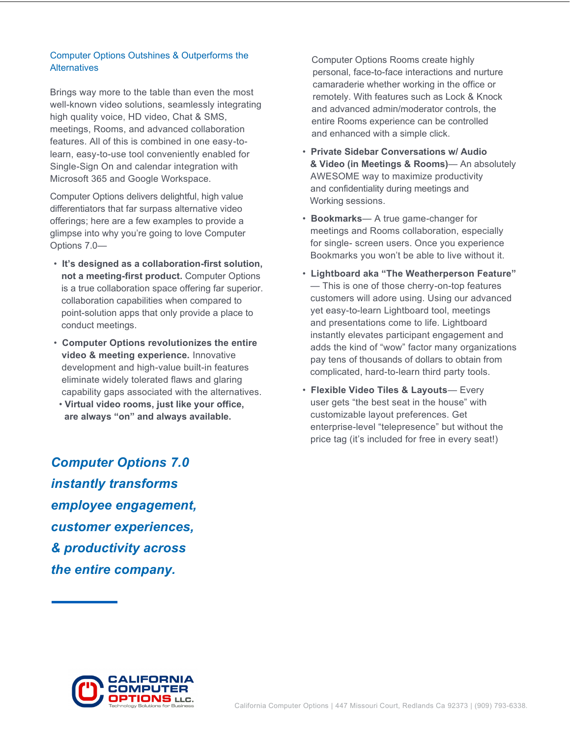## Computer Options Outshines & Outperforms the Alternatives

Brings way more to the table than even the most well-known video solutions, seamlessly integrating high quality voice, HD video, Chat & SMS, meetings, Rooms, and advanced collaboration features. All of this is combined in one easy-to-learn, easy-to-use tool conveniently enabled for Single-Sign On and calendar integration with Microsoft 365 and Google Workspace.

Computer Options delivers delightful, high value differentiators that far surpass alternative video offerings; here are a few examples to provide a glimpse into why you're going to love Computer Options 7.0—

- **It's designed as a collaboration-first solution, not a meeting-first product.** Computer Options is a true collaboration space offering far superior. collaboration capabilities when compared to point-solution apps that only provide a place to conduct meetings.
- **Computer Options revolutionizes the entire video & meeting experience.** Innovative development and high-value built-in features eliminate widely tolerated flaws and glaring capability gaps associated with the alternatives.
- **Virtual video rooms, just like your office, are always "on" and always available.** Computer Options Rooms create highly personal, face-to-face interactions and nurture camaraderie whether working in the office or remotely. With features such as Lock & Knock and advanced admin/moderator controls, the entire Rooms experience can be controlled and enhanced with a simple click.
- **Private Sidebar Conversations w/ Audio & Video (in Meetings & Rooms)**— An absolutely AWESOME way to maximize productivity and confidentiality during meetings and Working sessions.
- **Bookmarks**— A true game-changer for meetings and Rooms collaboration, especially for single- screen users. Once you experience Bookmarks you won't be able to live without it.
- **Lightboard aka "The Weatherperson Feature"** — This is one of those cherry-on-top features customers will adore using. Using our advanced yet easy-to-learn Lightboard tool, meetings and presentations come to life. Lightboard instantly elevates participant engagement and adds the kind of "wow" factor many organizations pay tens of thousands of dollars to obtain from complicated, hard-to-learn third party tools.
- **Flexible Video Tiles & Layouts**— Every user gets "the best seat in the house" with customizable layout preferences. Get enterprise-level "telepresence" but without the price tag (it's included for free in every seat!)

***Computer Options 7.0 instantly transforms employee engagement, customer experiences, & productivity across the entire company.***

CALIFORNIA COMPUTER OPTIONS LLC.
Technology Solutions for Business

California Computer Options | 447 Missouri Court, Redlands Ca 92373 | (909) 793-6338.